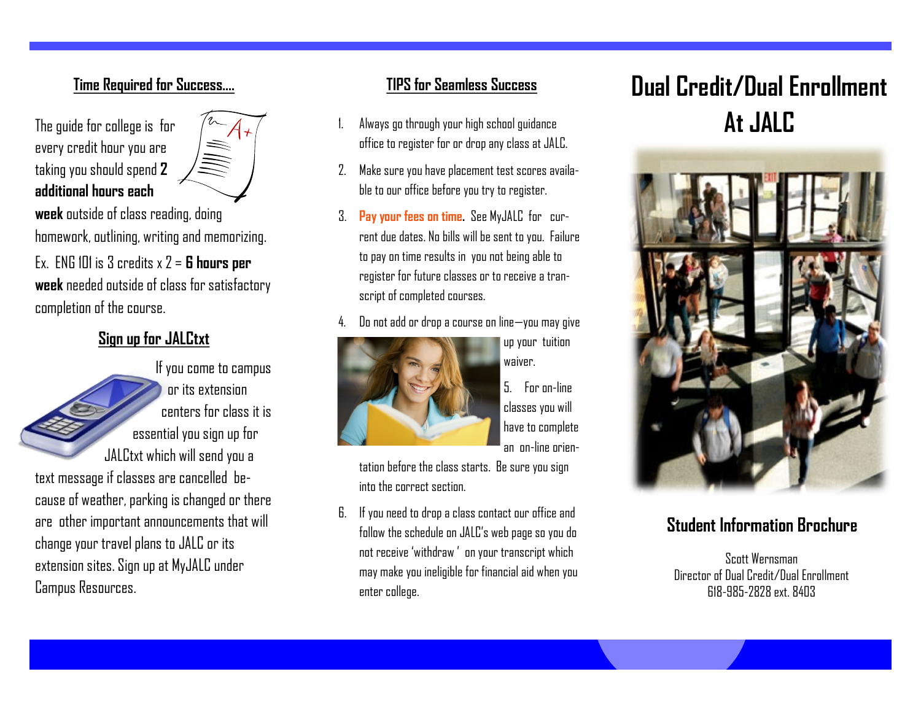## Time Required for Success....

The guide for college is for every credit hour you are taking you should spend **2 additional hours each week** outside of class reading, doing homework, outlining, writing and memorizing.

Ex. ENG 101 is 3 credits x 2 = **6 hours per week** needed outside of class for satisfactory completion of the course.

## Sign up for JALCtxt

If you come to campus or its extension centers for class it is essential you sign up for JALCtxt which will send you a text message if classes are cancelled because of weather, parking is changed or there are other important announcements that will change your travel plans to JALC or its extension sites. Sign up at MyJALC under Campus Resources.

## TIPS for Seamless Success

1. Always go through your high school guidance office to register for or drop any class at JALC.
2. Make sure you have placement test scores available to our office before you try to register.
3. **Pay your fees on time.** See MyJALC for current due dates. No bills will be sent to you. Failure to pay on time results in you not being able to register for future classes or to receive a transcript of completed courses.
4. Do not add or drop a course on line—you may give up your tuition waiver.
5. For on-line classes you will have to complete an on-line orientation before the class starts. Be sure you sign into the correct section.
6. If you need to drop a class contact our office and follow the schedule on JALC's web page so you do not receive 'withdraw' on your transcript which may make you ineligible for financial aid when you enter college.

# Dual Credit/Dual Enrollment At JALC

## Student Information Brochure

Scott Wernsman
Director of Dual Credit/Dual Enrollment
618-985-2828 ext. 8403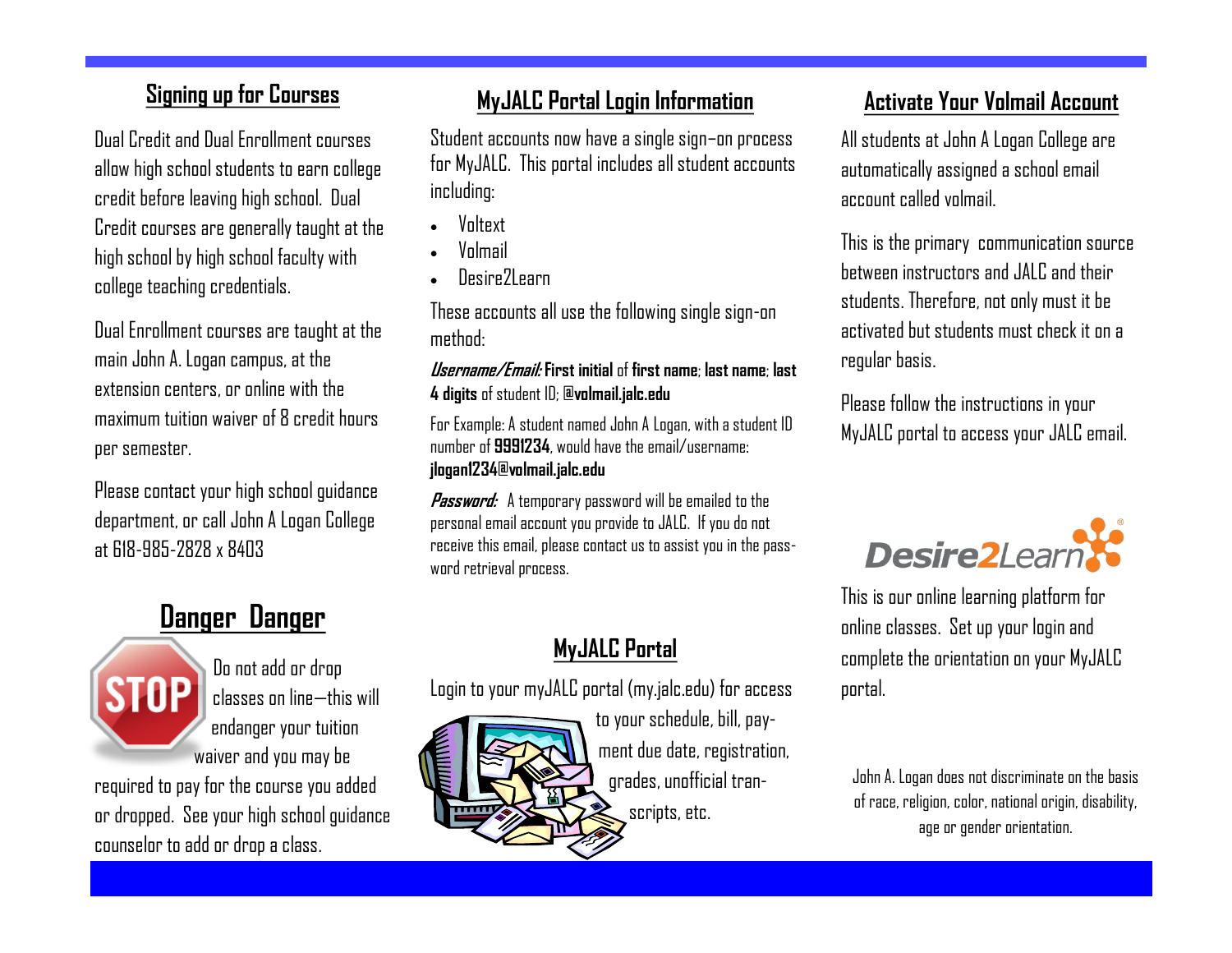## Signing up for Courses

Dual Credit and Dual Enrollment courses allow high school students to earn college credit before leaving high school. Dual Credit courses are generally taught at the high school by high school faculty with college teaching credentials.

Dual Enrollment courses are taught at the main John A. Logan campus, at the extension centers, or online with the maximum tuition waiver of 8 credit hours per semester.

Please contact your high school guidance department, or call John A Logan College at 618-985-2828 x 8403

## Danger Danger

Do not add or drop classes on line—this will endanger your tuition waiver and you may be required to pay for the course you added or dropped. See your high school guidance counselor to add or drop a class.

## MyJALC Portal Login Information

Student accounts now have a single sign–on process for MyJALC. This portal includes all student accounts including:

- Voltext
- Volmail
- Desire2Learn

These accounts all use the following single sign-on method:

***Username/Email:*** **First initial** of **first name**; **last name**; **last 4 digits** of student ID; **@volmail.jalc.edu**

For Example: A student named John A Logan, with a student ID number of **9991234**, would have the email/username: **jlogan1234@volmail.jalc.edu**

***Password:*** A temporary password will be emailed to the personal email account you provide to JALC. If you do not receive this email, please contact us to assist you in the password retrieval process.

## MyJALC Portal

Login to your myJALC portal (my.jalc.edu) for access to your schedule, bill, payment due date, registration, grades, unofficial transcripts, etc.

## Activate Your Volmail Account

All students at John A Logan College are automatically assigned a school email account called volmail.

This is the primary communication source between instructors and JALC and their students. Therefore, not only must it be activated but students must check it on a regular basis.

Please follow the instructions in your MyJALC portal to access your JALC email.

Desire2Learn®

This is our online learning platform for online classes. Set up your login and complete the orientation on your MyJALC portal.

John A. Logan does not discriminate on the basis of race, religion, color, national origin, disability, age or gender orientation.